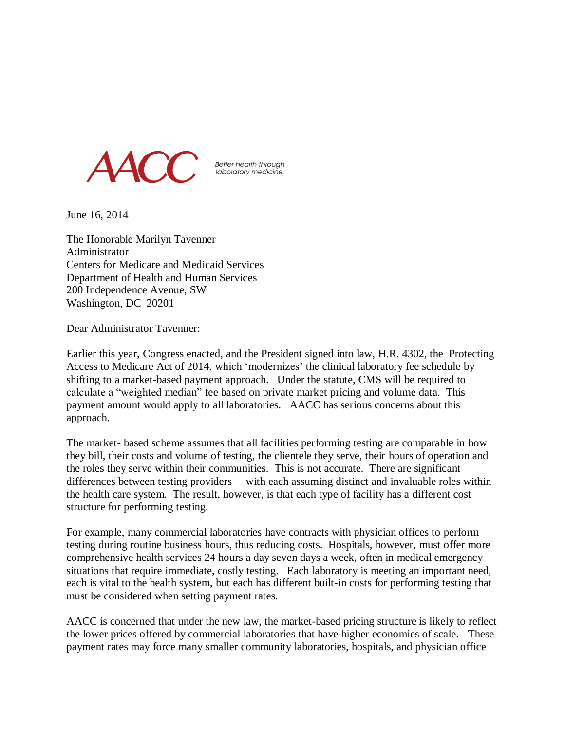AACC | Better health through laboratory medicine.

June 16, 2014

The Honorable Marilyn Tavenner
Administrator
Centers for Medicare and Medicaid Services
Department of Health and Human Services
200 Independence Avenue, SW
Washington, DC 20201

Dear Administrator Tavenner:

Earlier this year, Congress enacted, and the President signed into law, H.R. 4302, the Protecting Access to Medicare Act of 2014, which 'modernizes' the clinical laboratory fee schedule by shifting to a market-based payment approach. Under the statute, CMS will be required to calculate a "weighted median" fee based on private market pricing and volume data. This payment amount would apply to all laboratories. AACC has serious concerns about this approach.

The market- based scheme assumes that all facilities performing testing are comparable in how they bill, their costs and volume of testing, the clientele they serve, their hours of operation and the roles they serve within their communities. This is not accurate. There are significant differences between testing providers— with each assuming distinct and invaluable roles within the health care system. The result, however, is that each type of facility has a different cost structure for performing testing.

For example, many commercial laboratories have contracts with physician offices to perform testing during routine business hours, thus reducing costs. Hospitals, however, must offer more comprehensive health services 24 hours a day seven days a week, often in medical emergency situations that require immediate, costly testing. Each laboratory is meeting an important need, each is vital to the health system, but each has different built-in costs for performing testing that must be considered when setting payment rates.

AACC is concerned that under the new law, the market-based pricing structure is likely to reflect the lower prices offered by commercial laboratories that have higher economies of scale. These payment rates may force many smaller community laboratories, hospitals, and physician office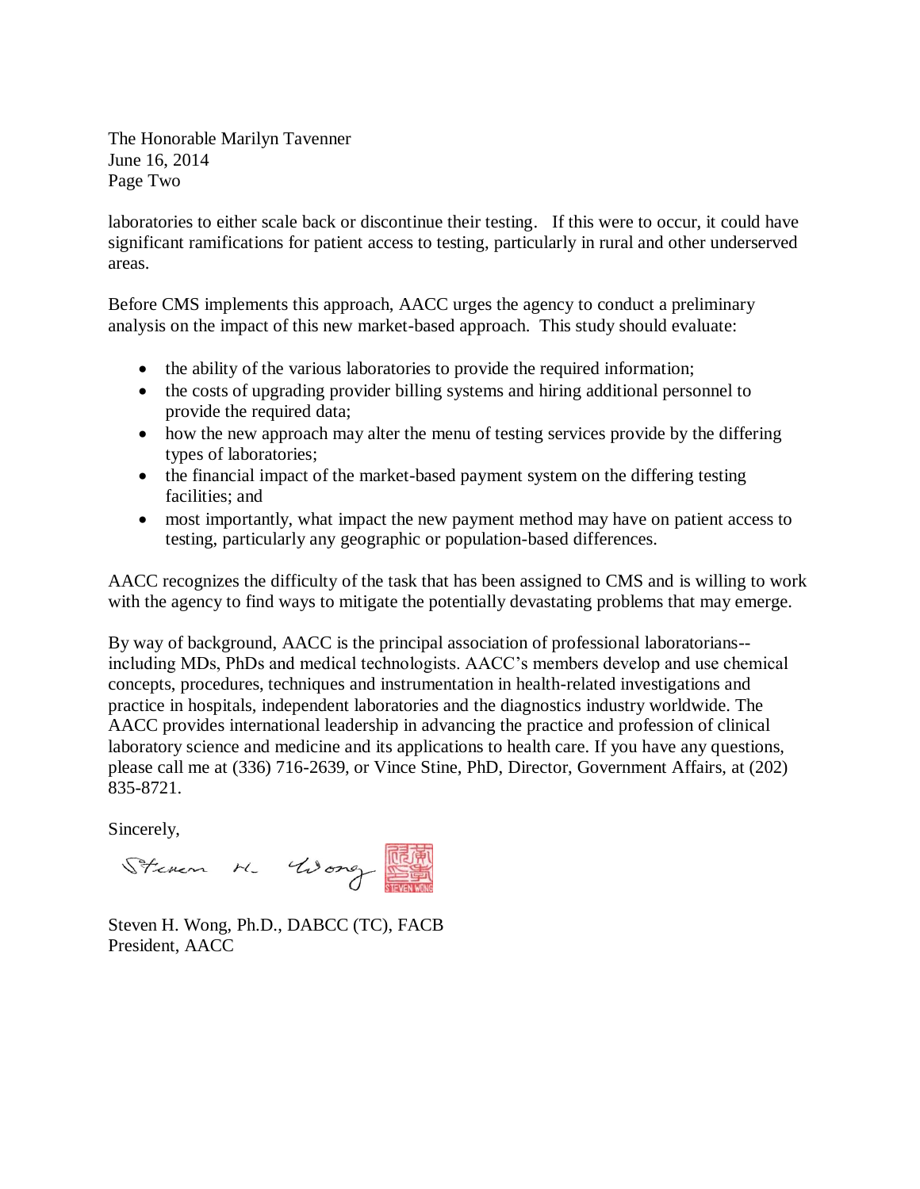laboratories to either scale back or discontinue their testing. If this were to occur, it could have significant ramifications for patient access to testing, particularly in rural and other underserved areas.

Before CMS implements this approach, AACC urges the agency to conduct a preliminary analysis on the impact of this new market-based approach. This study should evaluate:

- the ability of the various laboratories to provide the required information;
- the costs of upgrading provider billing systems and hiring additional personnel to provide the required data;
- how the new approach may alter the menu of testing services provide by the differing types of laboratories;
- the financial impact of the market-based payment system on the differing testing facilities; and
- most importantly, what impact the new payment method may have on patient access to testing, particularly any geographic or population-based differences.

AACC recognizes the difficulty of the task that has been assigned to CMS and is willing to work with the agency to find ways to mitigate the potentially devastating problems that may emerge.

By way of background, AACC is the principal association of professional laboratorians--including MDs, PhDs and medical technologists. AACC's members develop and use chemical concepts, procedures, techniques and instrumentation in health-related investigations and practice in hospitals, independent laboratories and the diagnostics industry worldwide. The AACC provides international leadership in advancing the practice and profession of clinical laboratory science and medicine and its applications to health care. If you have any questions, please call me at (336) 716-2639, or Vince Stine, PhD, Director, Government Affairs, at (202) 835-8721.

Sincerely,

Steven H. Wong

Steven H. Wong, Ph.D., DABCC (TC), FACB
President, AACC